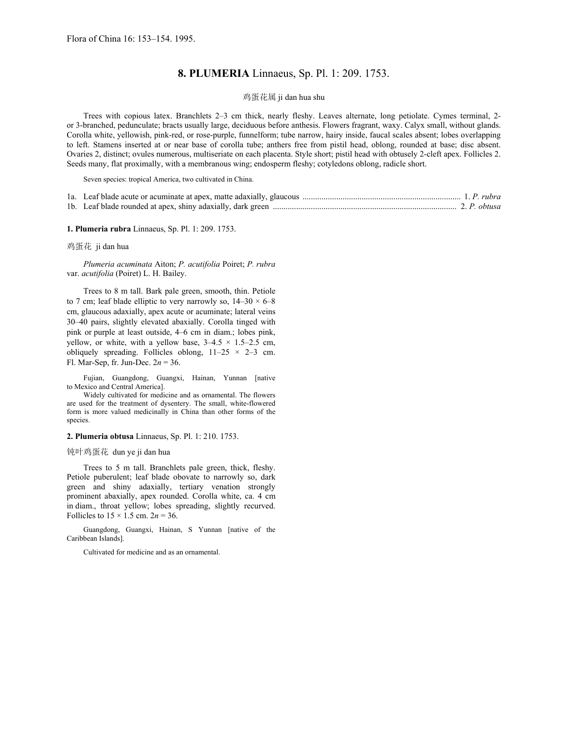Flora of China 16: 153–154. 1995.

# 8. PLUMERIA Linnaeus, Sp. Pl. 1: 209. 1753.

鸡蛋花属 ji dan hua shu

Trees with copious latex. Branchlets 2–3 cm thick, nearly fleshy. Leaves alternate, long petiolate. Cymes terminal, 2- or 3-branched, pedunculate; bracts usually large, deciduous before anthesis. Flowers fragrant, waxy. Calyx small, without glands. Corolla white, yellowish, pink-red, or rose-purple, funnelform; tube narrow, hairy inside, faucal scales absent; lobes overlapping to left. Stamens inserted at or near base of corolla tube; anthers free from pistil head, oblong, rounded at base; disc absent. Ovaries 2, distinct; ovules numerous, multiseriate on each placenta. Style short; pistil head with obtusely 2-cleft apex. Follicles 2. Seeds many, flat proximally, with a membranous wing; endosperm fleshy; cotyledons oblong, radicle short.

Seven species: tropical America, two cultivated in China.

1a. Leaf blade acute or acuminate at apex, matte adaxially, glaucous .......... 1. *P. rubra*
1b. Leaf blade rounded at apex, shiny adaxially, dark green .......... 2. *P. obtusa*

**1. Plumeria rubra** Linnaeus, Sp. Pl. 1: 209. 1753.

鸡蛋花 ji dan hua

*Plumeria acuminata* Aiton; *P. acutifolia* Poiret; *P. rubra* var. *acutifolia* (Poiret) L. H. Bailey.

Trees to 8 m tall. Bark pale green, smooth, thin. Petiole to 7 cm; leaf blade elliptic to very narrowly so, 14–30 × 6–8 cm, glaucous adaxially, apex acute or acuminate; lateral veins 30–40 pairs, slightly elevated abaxially. Corolla tinged with pink or purple at least outside, 4–6 cm in diam.; lobes pink, yellow, or white, with a yellow base, 3–4.5 × 1.5–2.5 cm, obliquely spreading. Follicles oblong, 11–25 × 2–3 cm. Fl. Mar-Sep, fr. Jun-Dec. $2n = 36$.

Fujian, Guangdong, Guangxi, Hainan, Yunnan [native to Mexico and Central America].

Widely cultivated for medicine and as ornamental. The flowers are used for the treatment of dysentery. The small, white-flowered form is more valued medicinally in China than other forms of the species.

**2. Plumeria obtusa** Linnaeus, Sp. Pl. 1: 210. 1753.

钝叶鸡蛋花 dun ye ji dan hua

Trees to 5 m tall. Branchlets pale green, thick, fleshy. Petiole puberulent; leaf blade obovate to narrowly so, dark green and shiny adaxially, tertiary venation strongly prominent abaxially, apex rounded. Corolla white, ca. 4 cm in diam., throat yellow; lobes spreading, slightly recurved. Follicles to 15 × 1.5 cm. $2n = 36$.

Guangdong, Guangxi, Hainan, S Yunnan [native of the Caribbean Islands].

Cultivated for medicine and as an ornamental.